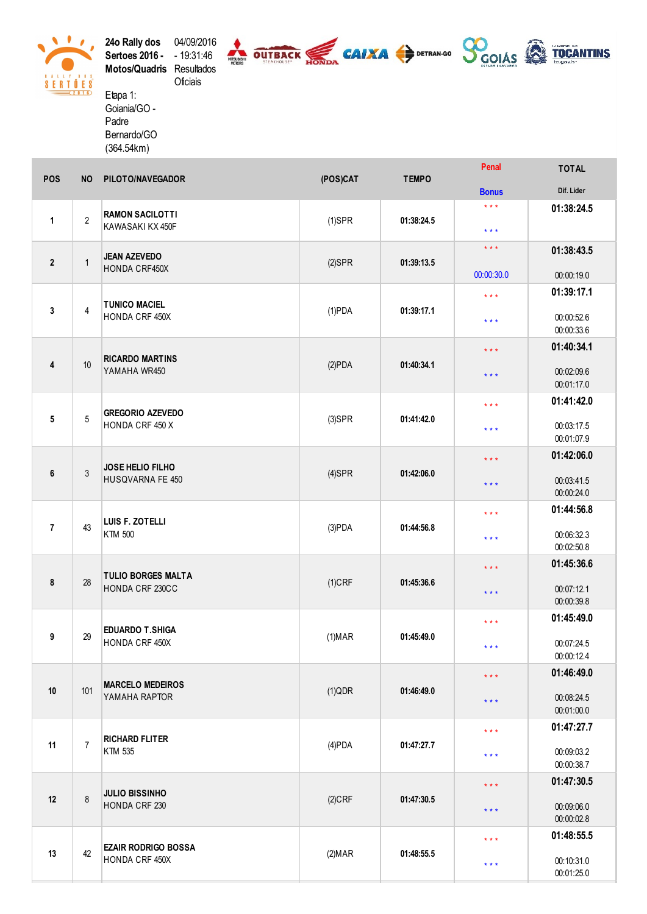**24o Rally dos Sertoes 2016 - Motos/Quadris**

04/09/2016 - 19:31:46 Resultados Oficiais

Etapa 1: Goiania/GO - Padre Bernardo/GO (364.54km)

| POS | NO | PILOTO/NAVEGADOR | (POS)CAT | TEMPO | Penal / Bonus | TOTAL / Dif. Lider |
|---|---|---|---|---|---|---|
| 1 | 2 | **RAMON SACILOTTI**<br>KAWASAKI KX 450F | (1)SPR | 01:38:24.5 | \* \* \*<br>\* \* \* | 01:38:24.5 |
| 2 | 1 | **JEAN AZEVEDO**<br>HONDA CRF450X | (2)SPR | 01:39:13.5 | \* \* \*<br>00:00:30.0 | 01:38:43.5<br>00:00:19.0 |
| 3 | 4 | **TUNICO MACIEL**<br>HONDA CRF 450X | (1)PDA | 01:39:17.1 | \* \* \*<br>\* \* \* | 01:39:17.1<br>00:00:52.6<br>00:00:33.6 |
| 4 | 10 | **RICARDO MARTINS**<br>YAMAHA WR450 | (2)PDA | 01:40:34.1 | \* \* \*<br>\* \* \* | 01:40:34.1<br>00:02:09.6<br>00:01:17.0 |
| 5 | 5 | **GREGORIO AZEVEDO**<br>HONDA CRF 450 X | (3)SPR | 01:41:42.0 | \* \* \*<br>\* \* \* | 01:41:42.0<br>00:03:17.5<br>00:01:07.9 |
| 6 | 3 | **JOSE HELIO FILHO**<br>HUSQVARNA FE 450 | (4)SPR | 01:42:06.0 | \* \* \*<br>\* \* \* | 01:42:06.0<br>00:03:41.5<br>00:00:24.0 |
| 7 | 43 | **LUIS F. ZOTELLI**<br>KTM 500 | (3)PDA | 01:44:56.8 | \* \* \*<br>\* \* \* | 01:44:56.8<br>00:06:32.3<br>00:02:50.8 |
| 8 | 28 | **TULIO BORGES MALTA**<br>HONDA CRF 230CC | (1)CRF | 01:45:36.6 | \* \* \*<br>\* \* \* | 01:45:36.6<br>00:07:12.1<br>00:00:39.8 |
| 9 | 29 | **EDUARDO T.SHIGA**<br>HONDA CRF 450X | (1)MAR | 01:45:49.0 | \* \* \*<br>\* \* \* | 01:45:49.0<br>00:07:24.5<br>00:00:12.4 |
| 10 | 101 | **MARCELO MEDEIROS**<br>YAMAHA RAPTOR | (1)QDR | 01:46:49.0 | \* \* \*<br>\* \* \* | 01:46:49.0<br>00:08:24.5<br>00:01:00.0 |
| 11 | 7 | **RICHARD FLITER**<br>KTM 535 | (4)PDA | 01:47:27.7 | \* \* \*<br>\* \* \* | 01:47:27.7<br>00:09:03.2<br>00:00:38.7 |
| 12 | 8 | **JULIO BISSINHO**<br>HONDA CRF 230 | (2)CRF | 01:47:30.5 | \* \* \*<br>\* \* \* | 01:47:30.5<br>00:09:06.0<br>00:00:02.8 |
| 13 | 42 | **EZAIR RODRIGO BOSSA**<br>HONDA CRF 450X | (2)MAR | 01:48:55.5 | \* \* \*<br>\* \* \* | 01:48:55.5<br>00:10:31.0<br>00:01:25.0 |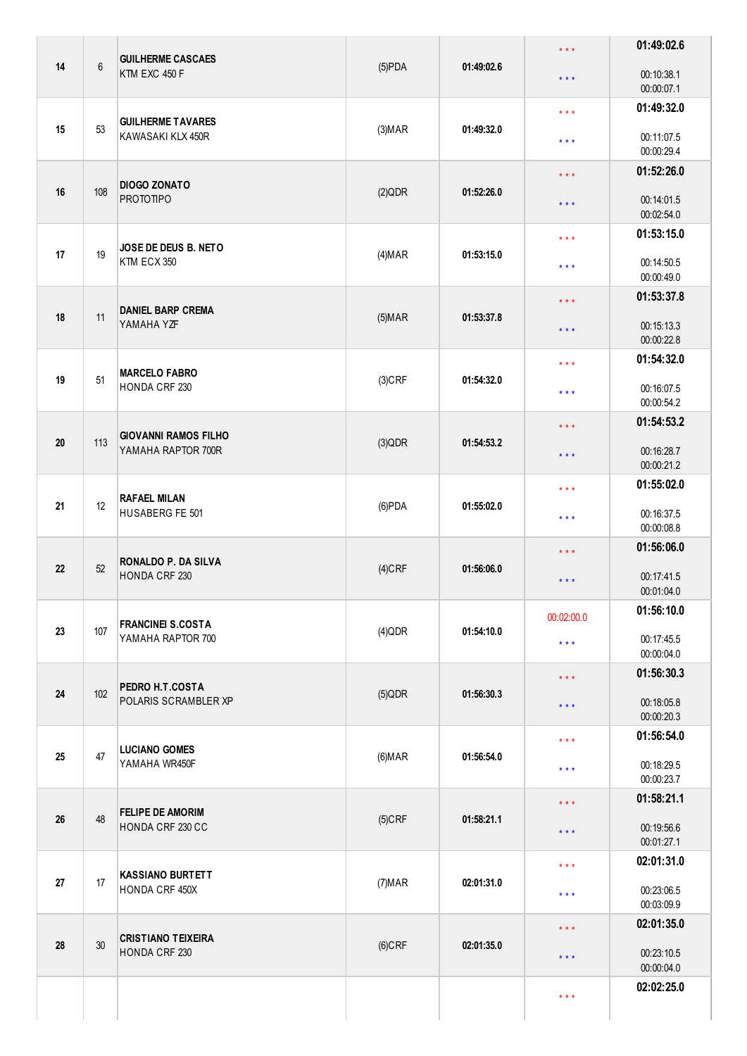| | | | | | | |
|---|---|---|---|---|---|---|
| 14 | 6 | **GUILHERME CASCAES**<br>KTM EXC 450 F | (5)PDA | 01:49:02.6 | * * *<br>* * * | **01:49:02.6**<br>00:10:38.1<br>00:00:07.1 |
| 15 | 53 | **GUILHERME TAVARES**<br>KAWASAKI KLX 450R | (3)MAR | 01:49:32.0 | * * *<br>* * * | **01:49:32.0**<br>00:11:07.5<br>00:00:29.4 |
| 16 | 108 | **DIOGO ZONATO**<br>PROTOTIPO | (2)QDR | 01:52:26.0 | * * *<br>* * * | **01:52:26.0**<br>00:14:01.5<br>00:02:54.0 |
| 17 | 19 | **JOSE DE DEUS B. NETO**<br>KTM ECX 350 | (4)MAR | 01:53:15.0 | * * *<br>* * * | **01:53:15.0**<br>00:14:50.5<br>00:00:49.0 |
| 18 | 11 | **DANIEL BARP CREMA**<br>YAMAHA YZF | (5)MAR | 01:53:37.8 | * * *<br>* * * | **01:53:37.8**<br>00:15:13.3<br>00:00:22.8 |
| 19 | 51 | **MARCELO FABRO**<br>HONDA CRF 230 | (3)CRF | 01:54:32.0 | * * *<br>* * * | **01:54:32.0**<br>00:16:07.5<br>00:00:54.2 |
| 20 | 113 | **GIOVANNI RAMOS FILHO**<br>YAMAHA RAPTOR 700R | (3)QDR | 01:54:53.2 | * * *<br>* * * | **01:54:53.2**<br>00:16:28.7<br>00:00:21.2 |
| 21 | 12 | **RAFAEL MILAN**<br>HUSABERG FE 501 | (6)PDA | 01:55:02.0 | * * *<br>* * * | **01:55:02.0**<br>00:16:37.5<br>00:00:08.8 |
| 22 | 52 | **RONALDO P. DA SILVA**<br>HONDA CRF 230 | (4)CRF | 01:56:06.0 | * * *<br>* * * | **01:56:06.0**<br>00:17:41.5<br>00:01:04.0 |
| 23 | 107 | **FRANCINEI S.COSTA**<br>YAMAHA RAPTOR 700 | (4)QDR | 01:54:10.0 | 00:02:00.0<br>* * * | **01:56:10.0**<br>00:17:45.5<br>00:00:04.0 |
| 24 | 102 | **PEDRO H.T.COSTA**<br>POLARIS SCRAMBLER XP | (5)QDR | 01:56:30.3 | * * *<br>* * * | **01:56:30.3**<br>00:18:05.8<br>00:00:20.3 |
| 25 | 47 | **LUCIANO GOMES**<br>YAMAHA WR450F | (6)MAR | 01:56:54.0 | * * *<br>* * * | **01:56:54.0**<br>00:18:29.5<br>00:00:23.7 |
| 26 | 48 | **FELIPE DE AMORIM**<br>HONDA CRF 230 CC | (5)CRF | 01:58:21.1 | * * *<br>* * * | **01:58:21.1**<br>00:19:56.6<br>00:01:27.1 |
| 27 | 17 | **KASSIANO BURTETT**<br>HONDA CRF 450X | (7)MAR | 02:01:31.0 | * * *<br>* * * | **02:01:31.0**<br>00:23:06.5<br>00:03:09.9 |
| 28 | 30 | **CRISTIANO TEIXEIRA**<br>HONDA CRF 230 | (6)CRF | 02:01:35.0 | * * *<br>* * * | **02:01:35.0**<br>00:23:10.5<br>00:00:04.0 |
| | | | | | * * * | **02:02:25.0** |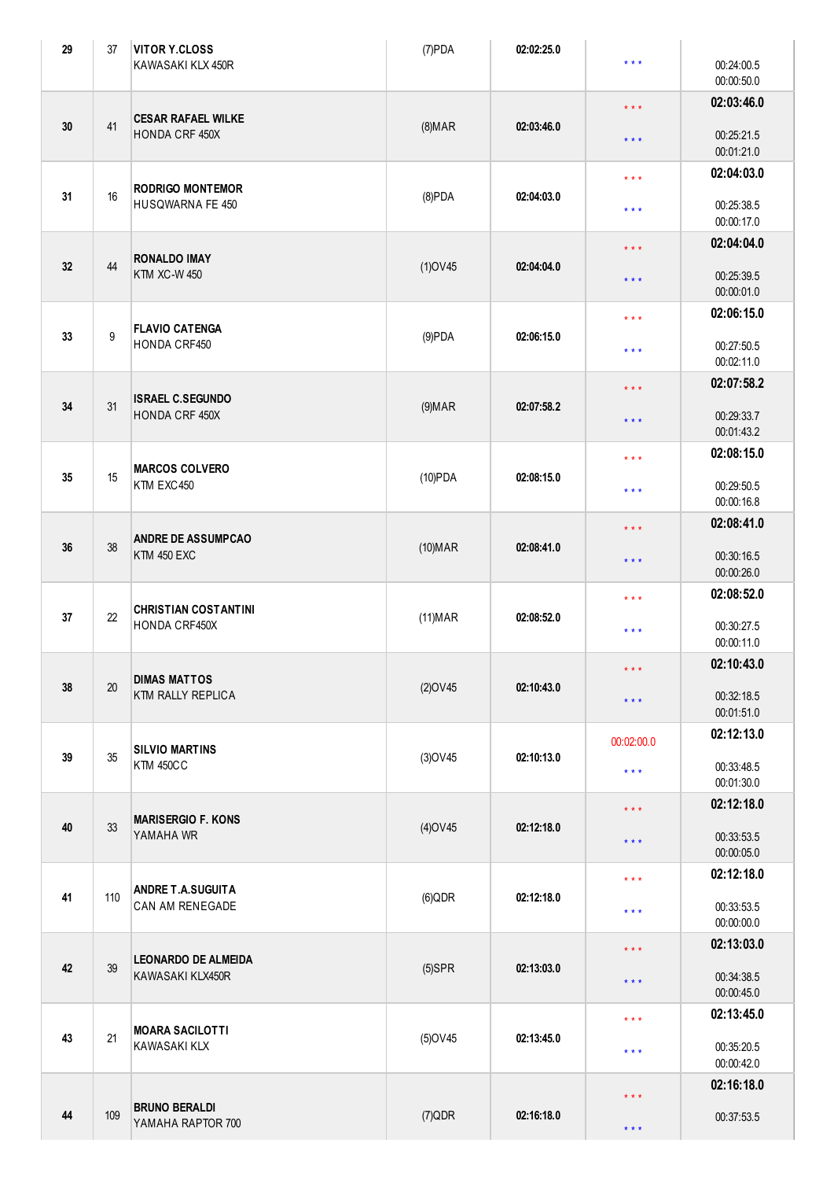| | | | | | | |
|---|---|---|---|---|---|---|
| 29 | 37 | **VITOR Y.CLOSS**<br>KAWASAKI KLX 450R | (7)PDA | **02:02:25.0** | * * * | 00:24:00.5<br>00:00:50.0 |
| 30 | 41 | **CESAR RAFAEL WILKE**<br>HONDA CRF 450X | (8)MAR | **02:03:46.0** | * * *<br>* * * | **02:03:46.0**<br>00:25:21.5<br>00:01:21.0 |
| 31 | 16 | **RODRIGO MONTEMOR**<br>HUSQWARNA FE 450 | (8)PDA | **02:04:03.0** | * * *<br>* * * | **02:04:03.0**<br>00:25:38.5<br>00:00:17.0 |
| 32 | 44 | **RONALDO IMAY**<br>KTM XC-W 450 | (1)OV45 | **02:04:04.0** | * * *<br>* * * | **02:04:04.0**<br>00:25:39.5<br>00:00:01.0 |
| 33 | 9 | **FLAVIO CATENGA**<br>HONDA CRF450 | (9)PDA | **02:06:15.0** | * * *<br>* * * | **02:06:15.0**<br>00:27:50.5<br>00:02:11.0 |
| 34 | 31 | **ISRAEL C.SEGUNDO**<br>HONDA CRF 450X | (9)MAR | **02:07:58.2** | * * *<br>* * * | **02:07:58.2**<br>00:29:33.7<br>00:01:43.2 |
| 35 | 15 | **MARCOS COLVERO**<br>KTM EXC450 | (10)PDA | **02:08:15.0** | * * *<br>* * * | **02:08:15.0**<br>00:29:50.5<br>00:00:16.8 |
| 36 | 38 | **ANDRE DE ASSUMPCAO**<br>KTM 450 EXC | (10)MAR | **02:08:41.0** | * * *<br>* * * | **02:08:41.0**<br>00:30:16.5<br>00:00:26.0 |
| 37 | 22 | **CHRISTIAN COSTANTINI**<br>HONDA CRF450X | (11)MAR | **02:08:52.0** | * * *<br>* * * | **02:08:52.0**<br>00:30:27.5<br>00:00:11.0 |
| 38 | 20 | **DIMAS MATTOS**<br>KTM RALLY REPLICA | (2)OV45 | **02:10:43.0** | * * *<br>* * * | **02:10:43.0**<br>00:32:18.5<br>00:01:51.0 |
| 39 | 35 | **SILVIO MARTINS**<br>KTM 450CC | (3)OV45 | **02:10:13.0** | 00:02:00.0<br>* * * | **02:12:13.0**<br>00:33:48.5<br>00:01:30.0 |
| 40 | 33 | **MARISERGIO F. KONS**<br>YAMAHA WR | (4)OV45 | **02:12:18.0** | * * *<br>* * * | **02:12:18.0**<br>00:33:53.5<br>00:00:05.0 |
| 41 | 110 | **ANDRE T.A.SUGUITA**<br>CAN AM RENEGADE | (6)QDR | **02:12:18.0** | * * *<br>* * * | **02:12:18.0**<br>00:33:53.5<br>00:00:00.0 |
| 42 | 39 | **LEONARDO DE ALMEIDA**<br>KAWASAKI KLX450R | (5)SPR | **02:13:03.0** | * * *<br>* * * | **02:13:03.0**<br>00:34:38.5<br>00:00:45.0 |
| 43 | 21 | **MOARA SACILOTTI**<br>KAWASAKI KLX | (5)OV45 | **02:13:45.0** | * * *<br>* * * | **02:13:45.0**<br>00:35:20.5<br>00:00:42.0 |
| 44 | 109 | **BRUNO BERALDI**<br>YAMAHA RAPTOR 700 | (7)QDR | **02:16:18.0** | * * *<br>* * * | **02:16:18.0**<br>00:37:53.5 |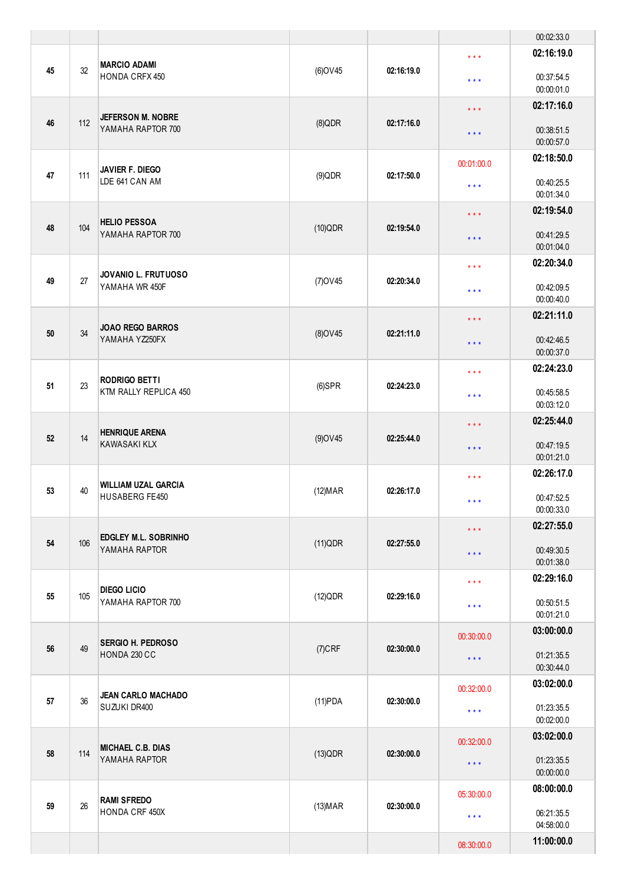| | | | | | | |
|---|---|---|---|---|---|---|
| | | | | | | 00:02:33.0 |
| 45 | 32 | **MARCIO ADAMI**<br>HONDA CRFX 450 | (6)OV45 | **02:16:19.0** | * * *<br>* * * | **02:16:19.0**<br>00:37:54.5<br>00:00:01.0 |
| 46 | 112 | **JEFERSON M. NOBRE**<br>YAMAHA RAPTOR 700 | (8)QDR | **02:17:16.0** | * * *<br>* * * | **02:17:16.0**<br>00:38:51.5<br>00:00:57.0 |
| 47 | 111 | **JAVIER F. DIEGO**<br>LDE 641 CAN AM | (9)QDR | **02:17:50.0** | 00:01:00.0<br>* * * | **02:18:50.0**<br>00:40:25.5<br>00:01:34.0 |
| 48 | 104 | **HELIO PESSOA**<br>YAMAHA RAPTOR 700 | (10)QDR | **02:19:54.0** | * * *<br>* * * | **02:19:54.0**<br>00:41:29.5<br>00:01:04.0 |
| 49 | 27 | **JOVANIO L. FRUTUOSO**<br>YAMAHA WR 450F | (7)OV45 | **02:20:34.0** | * * *<br>* * * | **02:20:34.0**<br>00:42:09.5<br>00:00:40.0 |
| 50 | 34 | **JOAO REGO BARROS**<br>YAMAHA YZ250FX | (8)OV45 | **02:21:11.0** | * * *<br>* * * | **02:21:11.0**<br>00:42:46.5<br>00:00:37.0 |
| 51 | 23 | **RODRIGO BETTI**<br>KTM RALLY REPLICA 450 | (6)SPR | **02:24:23.0** | * * *<br>* * * | **02:24:23.0**<br>00:45:58.5<br>00:03:12.0 |
| 52 | 14 | **HENRIQUE ARENA**<br>KAWASAKI KLX | (9)OV45 | **02:25:44.0** | * * *<br>* * * | **02:25:44.0**<br>00:47:19.5<br>00:01:21.0 |
| 53 | 40 | **WILLIAM UZAL GARCIA**<br>HUSABERG FE450 | (12)MAR | **02:26:17.0** | * * *<br>* * * | **02:26:17.0**<br>00:47:52.5<br>00:00:33.0 |
| 54 | 106 | **EDGLEY M.L. SOBRINHO**<br>YAMAHA RAPTOR | (11)QDR | **02:27:55.0** | * * *<br>* * * | **02:27:55.0**<br>00:49:30.5<br>00:01:38.0 |
| 55 | 105 | **DIEGO LICIO**<br>YAMAHA RAPTOR 700 | (12)QDR | **02:29:16.0** | * * *<br>* * * | **02:29:16.0**<br>00:50:51.5<br>00:01:21.0 |
| 56 | 49 | **SERGIO H. PEDROSO**<br>HONDA 230 CC | (7)CRF | **02:30:00.0** | 00:30:00.0<br>* * * | **03:00:00.0**<br>01:21:35.5<br>00:30:44.0 |
| 57 | 36 | **JEAN CARLO MACHADO**<br>SUZUKI DR400 | (11)PDA | **02:30:00.0** | 00:32:00.0<br>* * * | **03:02:00.0**<br>01:23:35.5<br>00:02:00.0 |
| 58 | 114 | **MICHAEL C.B. DIAS**<br>YAMAHA RAPTOR | (13)QDR | **02:30:00.0** | 00:32:00.0<br>* * * | **03:02:00.0**<br>01:23:35.5<br>00:00:00.0 |
| 59 | 26 | **RAMI SFREDO**<br>HONDA CRF 450X | (13)MAR | **02:30:00.0** | 05:30:00.0<br>* * * | **08:00:00.0**<br>06:21:35.5<br>04:58:00.0 |
| | | | | | 08:30:00.0 | **11:00:00.0** |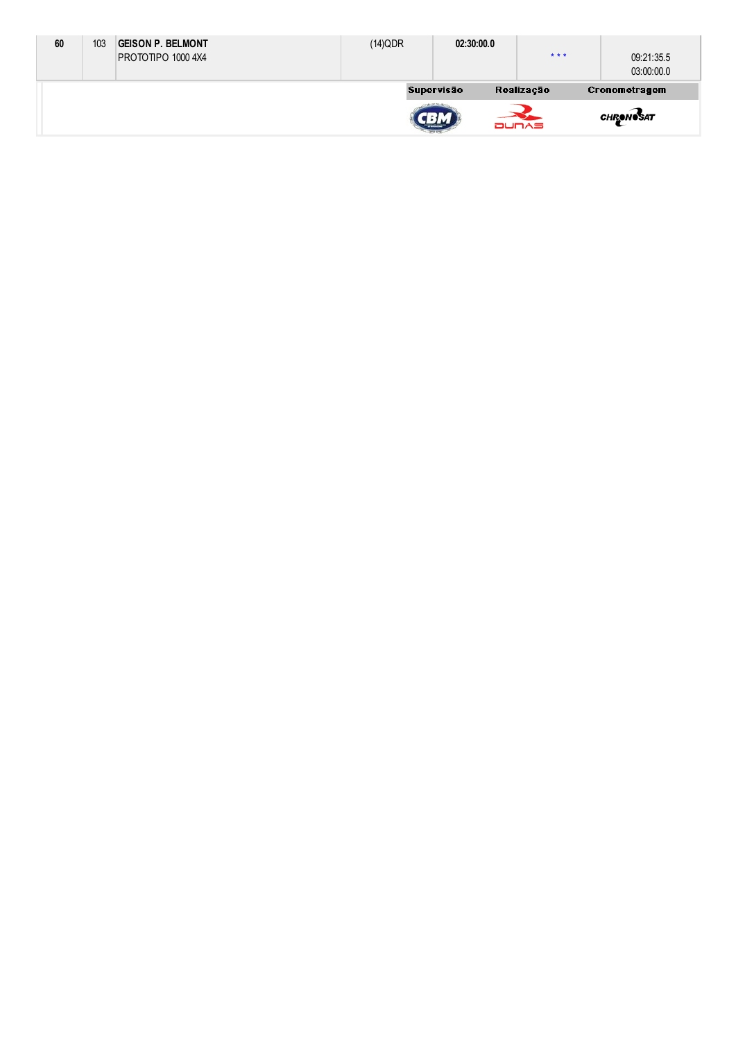| | | | | | | |
|---|---|---|---|---|---|---|
| **60** | 103 | **GEISON P. BELMONT**<br>PROTOTIPO 1000 4X4 | (14)QDR | **02:30:00.0** | * * * | 09:21:35.5<br>03:00:00.0 |

| Supervisão | Realização | Cronometragem |
|---|---|---|
| CBM | DUNAS | CHRONOSAT |